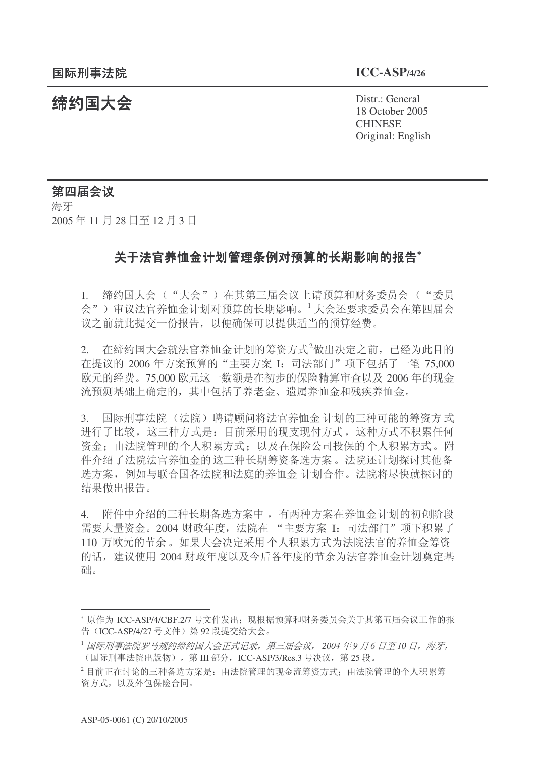国际刑事法院

**ICC-ASP/4/26**

# 缔约国大会

Distr.: General
18 October 2005
CHINESE
Original: English

**第四届会议**
海牙
2005 年 11 月 28 日至 12 月 3 日

## 关于法官养恤金计划管理条例对预算的长期影响的报告*

1. 缔约国大会（“大会”）在其第三届会议上请预算和财务委员会（“委员会”）审议法官养恤金计划对预算的长期影响。[1] 大会还要求委员会在第四届会议之前就此提交一份报告，以便确保可以提供适当的预算经费。

2. 在缔约国大会就法官养恤金计划的筹资方式[2]做出决定之前，已经为此目的在提议的 2006 年方案预算的“主要方案 I：司法部门”项下包括了一笔 75,000 欧元的经费。75,000 欧元这一数额是在初步的保险精算审查以及 2006 年的现金流预测基础上确定的，其中包括了养老金、遗属养恤金和残疾养恤金。

3. 国际刑事法院（法院）聘请顾问将法官养恤金计划的三种可能的筹资方式进行了比较，这三种方式是：目前采用的现支现付方式，这种方式不积累任何资金；由法院管理的个人积累方式；以及在保险公司投保的个人积累方式。附件介绍了法院法官养恤金的这三种长期筹资备选方案。法院还计划探讨其他备选方案，例如与联合国各法院和法庭的养恤金计划合作。法院将尽快就探讨的结果做出报告。

4. 附件中介绍的三种长期备选方案中，有两种方案在养恤金计划的初创阶段需要大量资金。2004 财政年度，法院在“主要方案 I：司法部门”项下积累了 110 万欧元的节余。如果大会决定采用个人积累方式为法院法官的养恤金筹资的话，建议使用 2004 财政年度以及今后各年度的节余为法官养恤金计划奠定基础。

---

* 原作为 ICC-ASP/4/CBF.2/7 号文件发出；现根据预算和财务委员会关于其第五届会议工作的报告（ICC-ASP/4/27 号文件）第 92 段提交给大会。

[1] *国际刑事法院罗马规约缔约国大会正式记录，第三届会议，2004 年 9 月 6 日至 10 日，海牙，*（国际刑事法院出版物），第 III 部分，ICC-ASP/3/Res.3 号决议，第 25 段。

[2] 目前正在讨论的三种备选方案是：由法院管理的现金流筹资方式；由法院管理的个人积累筹资方式，以及外包保险合同。

ASP-05-0061 (C) 20/10/2005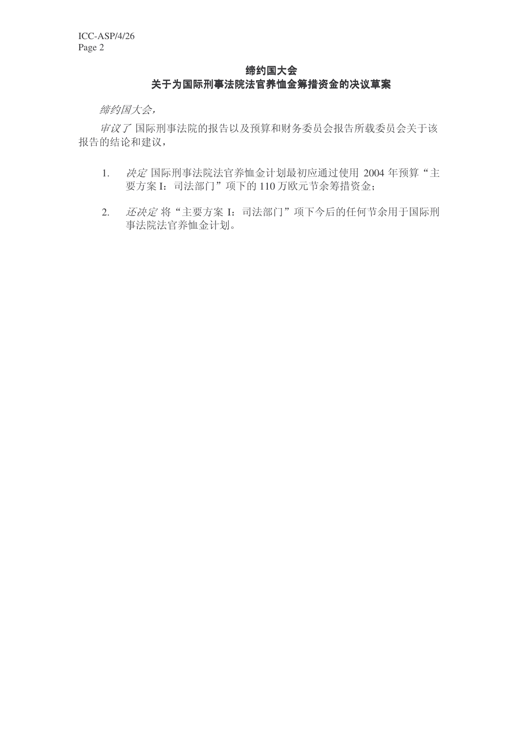## 缔约国大会
## 关于为国际刑事法院法官养恤金筹措资金的决议草案

*缔约国大会，*

*审议了* 国际刑事法院的报告以及预算和财务委员会报告所载委员会关于该报告的结论和建议，

1. *决定* 国际刑事法院法官养恤金计划最初应通过使用 2004 年预算“主要方案 I：司法部门”项下的 110 万欧元节余筹措资金；

2. *还决定* 将“主要方案 I：司法部门”项下今后的任何节余用于国际刑事法院法官养恤金计划。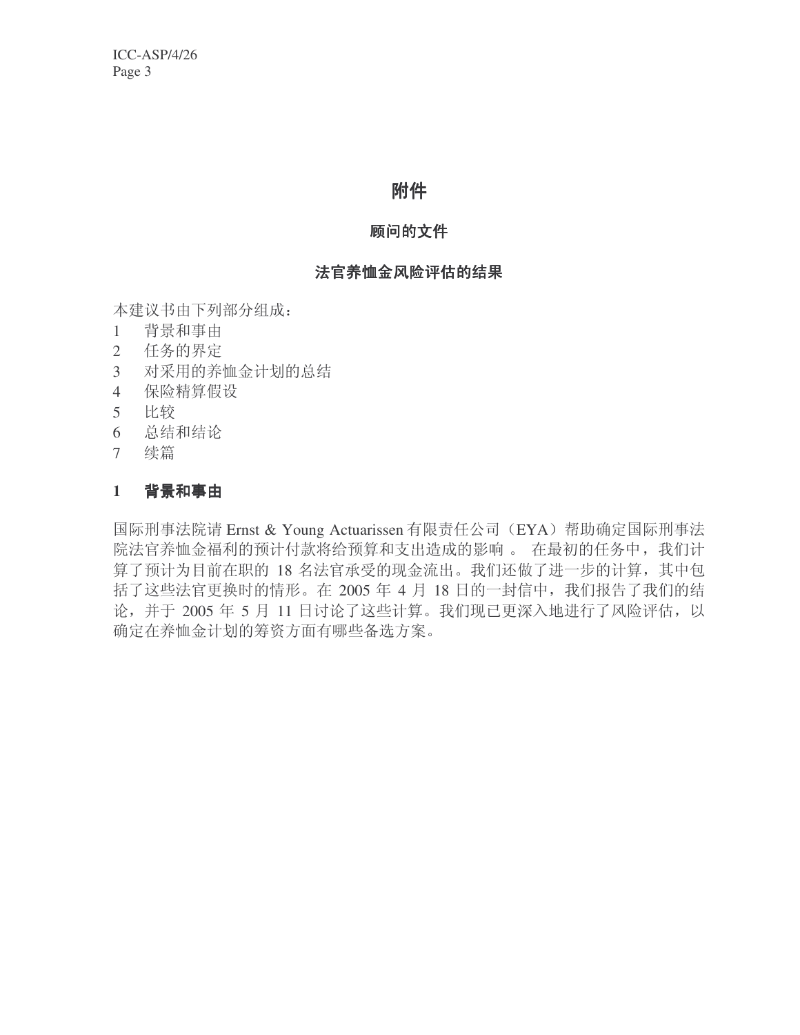# 附件

## 顾问的文件

## 法官养恤金风险评估的结果

本建议书由下列部分组成：

1 背景和事由
2 任务的界定
3 对采用的养恤金计划的总结
4 保险精算假设
5 比较
6 总结和结论
7 续篇

## 1 背景和事由

国际刑事法院请 Ernst & Young Actuarissen 有限责任公司（EYA）帮助确定国际刑事法院法官养恤金福利的预计付款将给预算和支出造成的影响 。 在最初的任务中，我们计算了预计为目前在职的 18 名法官承受的现金流出。我们还做了进一步的计算，其中包括了这些法官更换时的情形。在 2005 年 4 月 18 日的一封信中，我们报告了我们的结论，并于 2005 年 5 月 11 日讨论了这些计算。我们现已更深入地进行了风险评估，以确定在养恤金计划的筹资方面有哪些备选方案。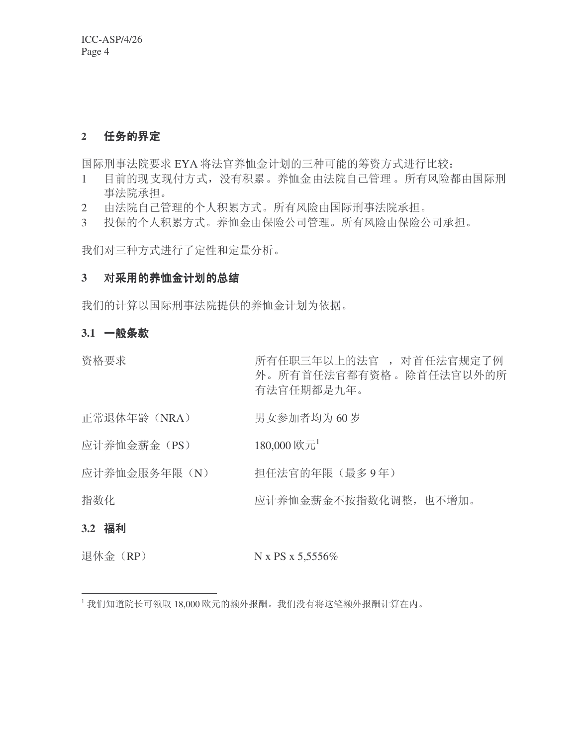## 2 任务的界定

国际刑事法院要求 EYA 将法官养恤金计划的三种可能的筹资方式进行比较：

1 目前的现支现付方式，没有积累。养恤金由法院自己管理。所有风险都由国际刑事法院承担。
2 由法院自己管理的个人积累方式。所有风险由国际刑事法院承担。
3 投保的个人积累方式。养恤金由保险公司管理。所有风险由保险公司承担。

我们对三种方式进行了定性和定量分析。

## 3 对采用的养恤金计划的总结

我们的计算以国际刑事法院提供的养恤金计划为依据。

### 3.1 一般条款

| | |
|---|---|
| 资格要求 | 所有任职三年以上的法官 ，对首任法官规定了例外。所有首任法官都有资格。除首任法官以外的所有法官任期都是九年。 |
| 正常退休年龄（NRA） | 男女参加者均为 60 岁 |
| 应计养恤金薪金（PS） | 180,000 欧元[1] |
| 应计养恤金服务年限（N） | 担任法官的年限（最多 9 年） |
| 指数化 | 应计养恤金薪金不按指数化调整，也不增加。 |

### 3.2 福利

| | |
|---|---|
| 退休金（RP） | N x PS x 5,5556% |

[1] 我们知道院长可领取 18,000 欧元的额外报酬。我们没有将这笔额外报酬计算在内。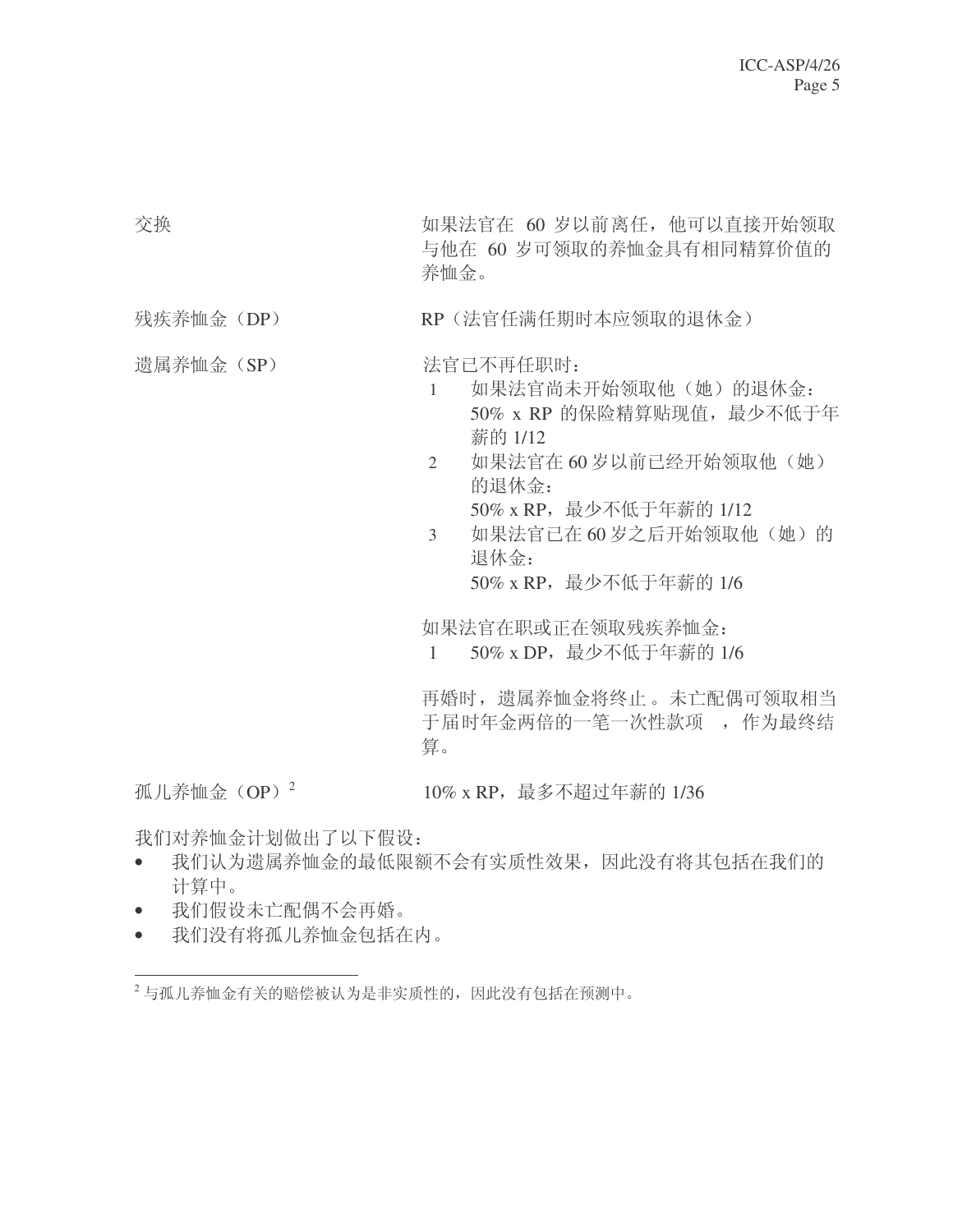| | |
|---|---|
| 交换 | 如果法官在 60 岁以前离任，他可以直接开始领取与他在 60 岁可领取的养恤金具有相同精算价值的养恤金。 |
| 残疾养恤金（DP） | RP（法官任满任期时本应领取的退休金） |
| 遗属养恤金（SP） | 法官已不再任职时：<br>1 如果法官尚未开始领取他（她）的退休金：50% x RP 的保险精算贴现值，最少不低于年薪的 1/12<br>2 如果法官在 60 岁以前已经开始领取他（她）的退休金：50% x RP，最少不低于年薪的 1/12<br>3 如果法官已在 60 岁之后开始领取他（她）的退休金：50% x RP，最少不低于年薪的 1/6<br><br>如果法官在职或正在领取残疾养恤金：<br>1 50% x DP，最少不低于年薪的 1/6<br><br>再婚时，遗属养恤金将终止。未亡配偶可领取相当于届时年金两倍的一笔一次性款项，作为最终结算。 |
| 孤儿养恤金（OP）[2] | 10% x RP，最多不超过年薪的 1/36 |

我们对养恤金计划做出了以下假设：

- 我们认为遗属养恤金的最低限额不会有实质性效果，因此没有将其包括在我们的计算中。
- 我们假设未亡配偶不会再婚。
- 我们没有将孤儿养恤金包括在内。

[2] 与孤儿养恤金有关的赔偿被认为是非实质性的，因此没有包括在预测中。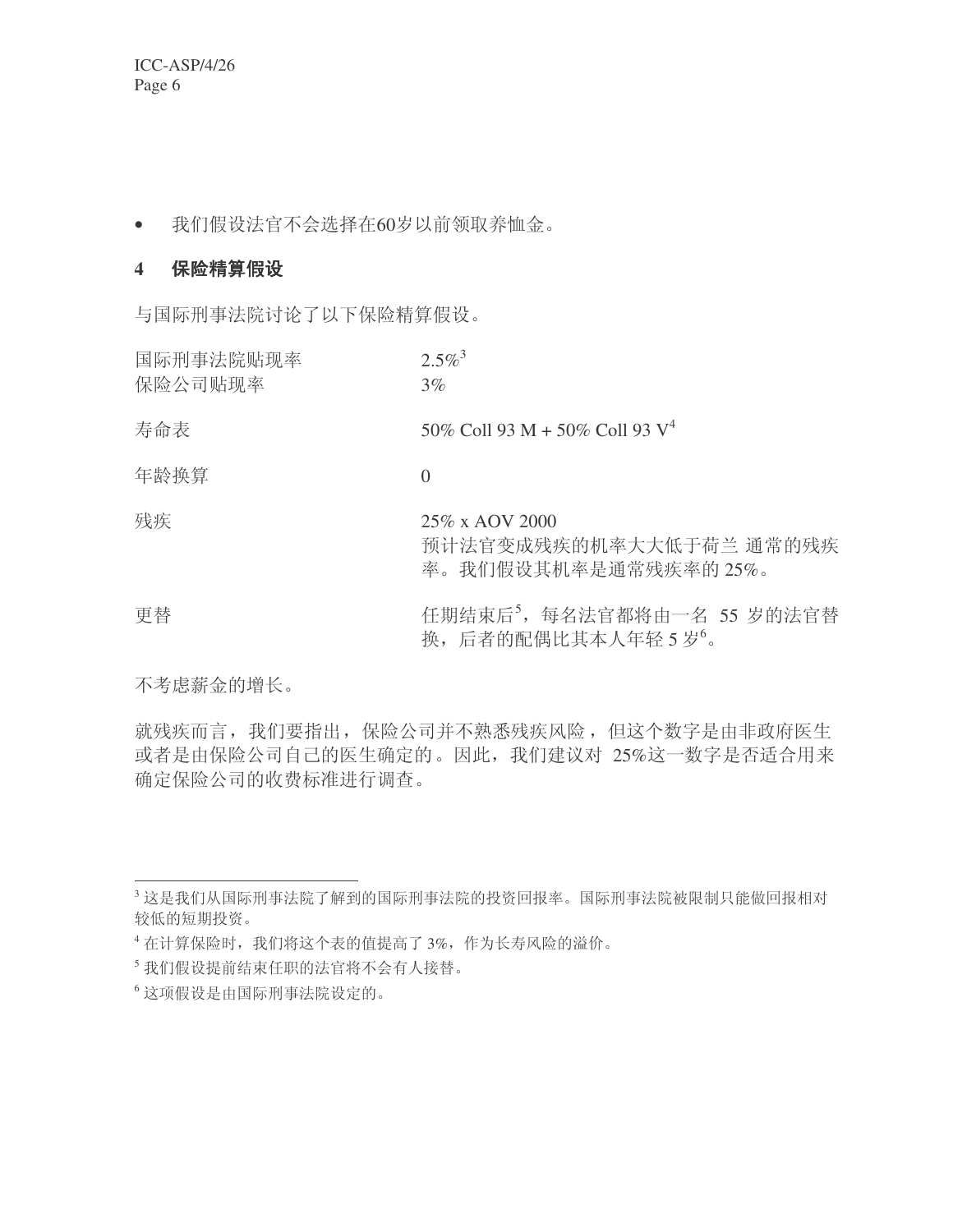- 我们假设法官不会选择在60岁以前领取养恤金。

## 4 保险精算假设

与国际刑事法院讨论了以下保险精算假设。

| | |
|---|---|
| 国际刑事法院贴现率 | 2.5%[3] |
| 保险公司贴现率 | 3% |
| 寿命表 | 50% Coll 93 M + 50% Coll 93 V[4] |
| 年龄换算 | 0 |
| 残疾 | 25% x AOV 2000<br>预计法官变成残疾的机率大大低于荷兰 通常的残疾率。我们假设其机率是通常残疾率的 25%。 |
| 更替 | 任期结束后[5]，每名法官都将由一名 55 岁的法官替换，后者的配偶比其本人年轻 5 岁[6]。 |

不考虑薪金的增长。

就残疾而言，我们要指出，保险公司并不熟悉残疾风险，但这个数字是由非政府医生或者是由保险公司自己的医生确定的。因此，我们建议对 25%这一数字是否适合用来确定保险公司的收费标准进行调查。

---

[3] 这是我们从国际刑事法院了解到的国际刑事法院的投资回报率。国际刑事法院被限制只能做回报相对较低的短期投资。

[4] 在计算保险时，我们将这个表的值提高了 3%，作为长寿风险的溢价。

[5] 我们假设提前结束任职的法官将不会有人接替。

[6] 这项假设是由国际刑事法院设定的。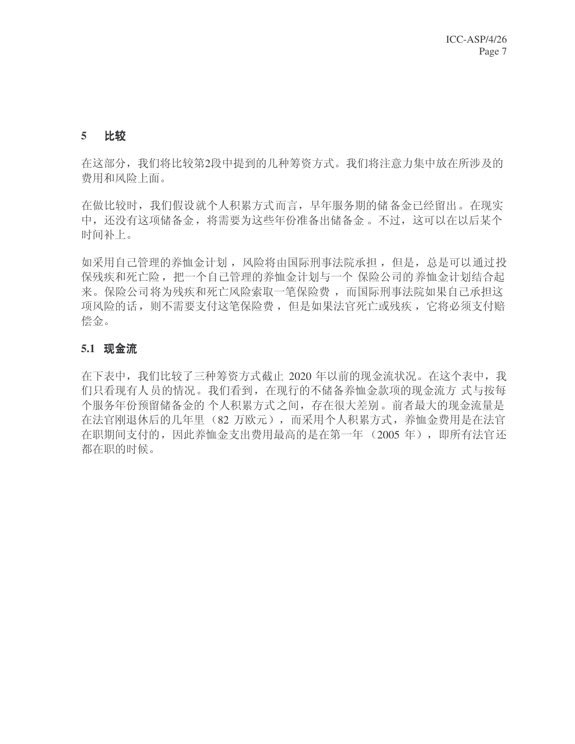## 5 比较

在这部分，我们将比较第2段中提到的几种筹资方式。我们将注意力集中放在所涉及的费用和风险上面。

在做比较时，我们假设就个人积累方式而言，早年服务期的储备金已经留出。在现实中，还没有这项储备金，将需要为这些年份准备出储备金。不过，这可以在以后某个时间补上。

如采用自己管理的养恤金计划，风险将由国际刑事法院承担，但是，总是可以通过投保残疾和死亡险，把一个自己管理的养恤金计划与一个保险公司的养恤金计划结合起来。保险公司将为残疾和死亡风险索取一笔保险费，而国际刑事法院如果自己承担这项风险的话，则不需要支付这笔保险费，但是如果法官死亡或残疾，它将必须支付赔偿金。

### 5.1 现金流

在下表中，我们比较了三种筹资方式截止 2020 年以前的现金流状况。在这个表中，我们只看现有人员的情况。我们看到，在现行的不储备养恤金款项的现金流方式与按每个服务年份预留储备金的个人积累方式之间，存在很大差别。前者最大的现金流量是在法官刚退休后的几年里（82 万欧元），而采用个人积累方式，养恤金费用是在法官在职期间支付的，因此养恤金支出费用最高的是在第一年（2005 年），即所有法官还都在职的时候。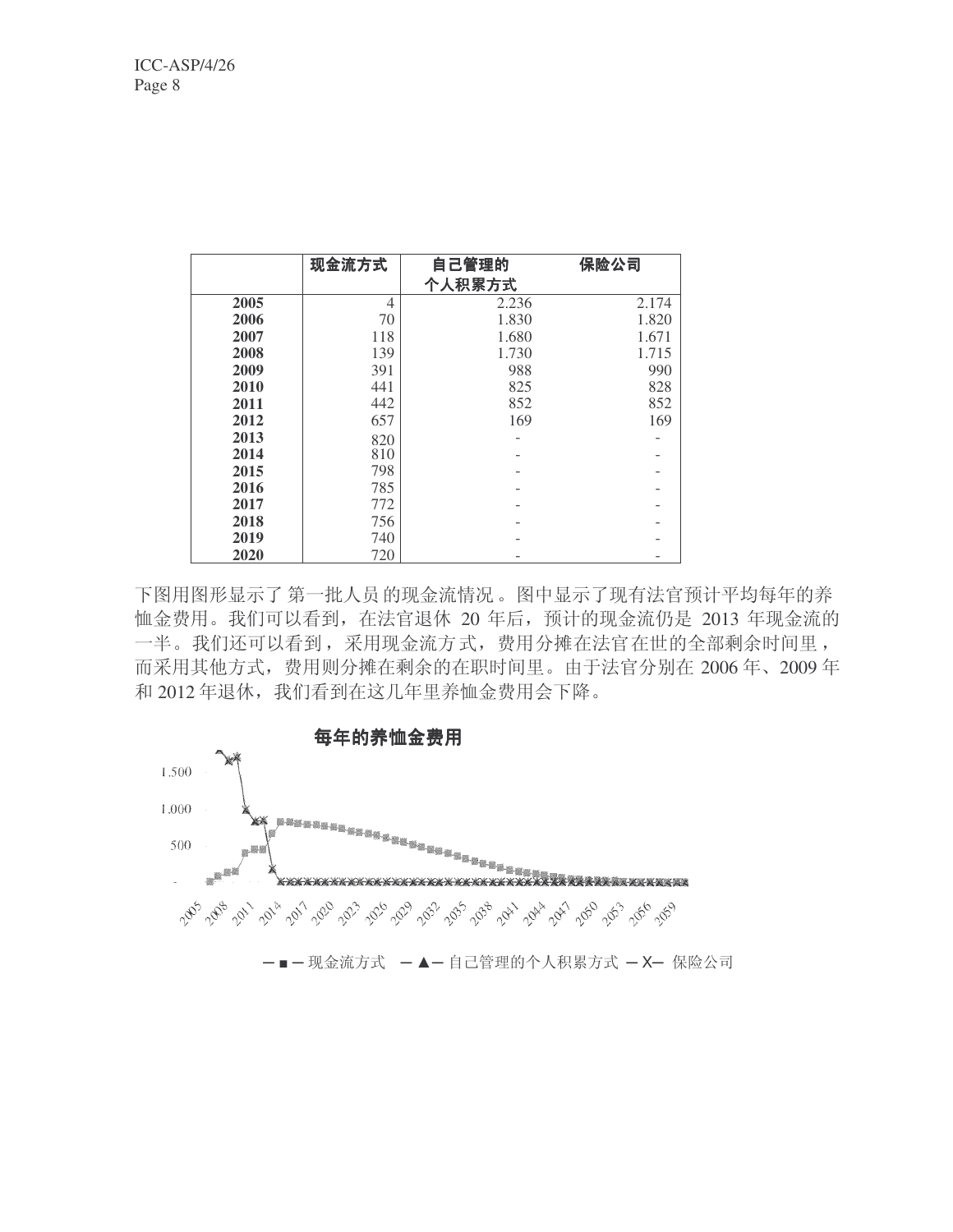|  | 现金流方式 | 自己管理的个人积累方式 | 保险公司 |
|---|---|---|---|
| **2005** | 4 | 2.236 | 2.174 |
| **2006** | 70 | 1.830 | 1.820 |
| **2007** | 118 | 1.680 | 1.671 |
| **2008** | 139 | 1.730 | 1.715 |
| **2009** | 391 | 988 | 990 |
| **2010** | 441 | 825 | 828 |
| **2011** | 442 | 852 | 852 |
| **2012** | 657 | 169 | 169 |
| **2013** | 820 | - | - |
| **2014** | 810 | - | - |
| **2015** | 798 | - | - |
| **2016** | 785 | - | - |
| **2017** | 772 | - | - |
| **2018** | 756 | - | - |
| **2019** | 740 | - | - |
| **2020** | 720 | - | - |

下图用图形显示了 第一批人员 的现金流情况 。图中显示了现有法官预计平均每年的养恤金费用。我们可以看到，在法官退休 20 年后，预计的现金流仍是 2013 年现金流的一半。我们还可以看到，采用现金流方式，费用分摊在法官在世的全部剩余时间里，而采用其他方式，费用则分摊在剩余的在职时间里。由于法官分别在 2006 年、2009 年和 2012 年退休，我们看到在这几年里养恤金费用会下降。

**每年的养恤金费用**

─■─ 现金流方式 ─▲─ 自己管理的个人积累方式 ─X─ 保险公司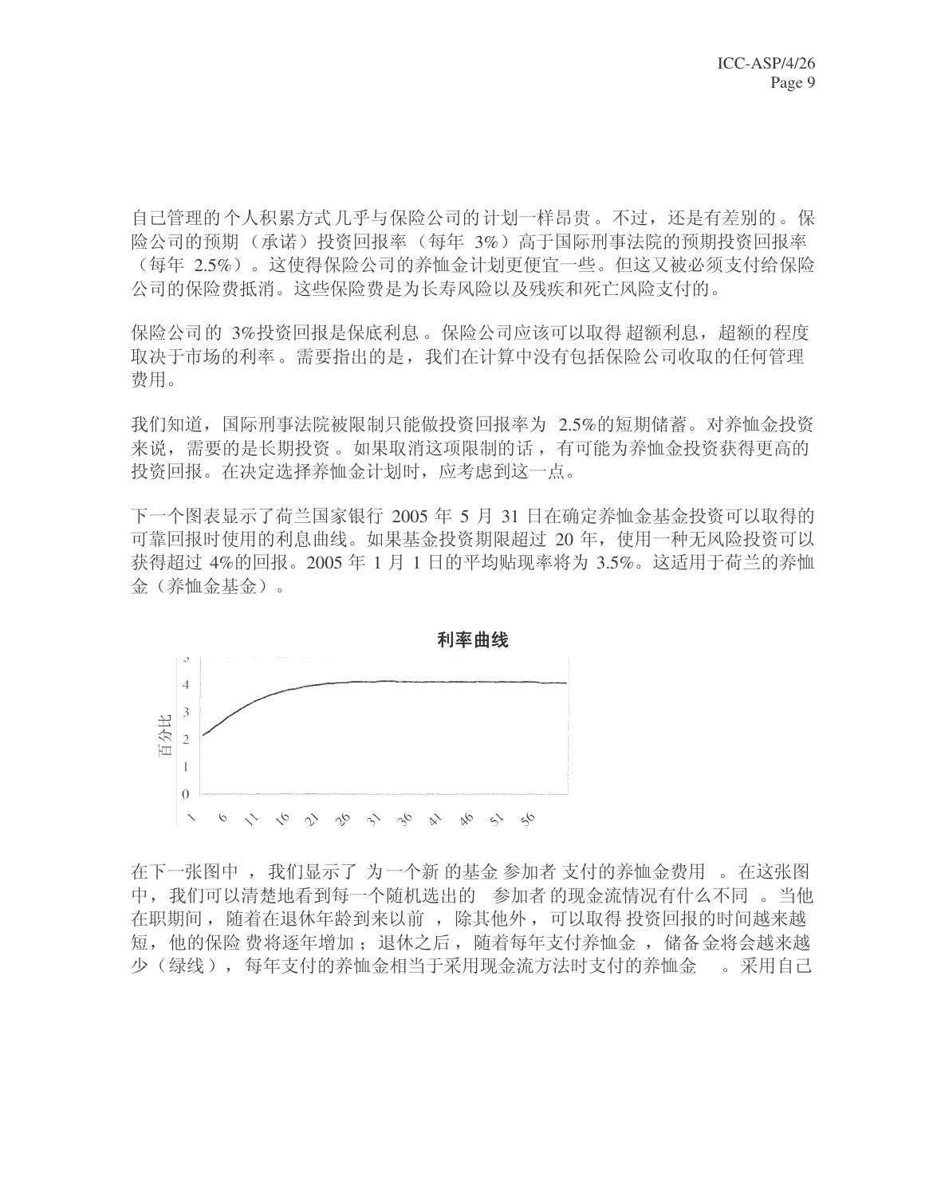自己管理的个人积累方式几乎与保险公司的计划一样昂贵。不过，还是有差别的。保险公司的预期（承诺）投资回报率（每年 3%）高于国际刑事法院的预期投资回报率（每年 2.5%）。这使得保险公司的养恤金计划更便宜一些。但这又被必须支付给保险公司的保险费抵消。这些保险费是为长寿风险以及残疾和死亡风险支付的。

保险公司的 3%投资回报是保底利息。保险公司应该可以取得超额利息，超额的程度取决于市场的利率。需要指出的是，我们在计算中没有包括保险公司收取的任何管理费用。

我们知道，国际刑事法院被限制只能做投资回报率为 2.5%的短期储蓄。对养恤金投资来说，需要的是长期投资。如果取消这项限制的话，有可能为养恤金投资获得更高的投资回报。在决定选择养恤金计划时，应考虑到这一点。

下一个图表显示了荷兰国家银行 2005 年 5 月 31 日在确定养恤金基金投资可以取得的可靠回报时使用的利息曲线。如果基金投资期限超过 20 年，使用一种无风险投资可以获得超过 4%的回报。2005 年 1 月 1 日的平均贴现率将为 3.5%。这适用于荷兰的养恤金（养恤金基金）。

**利率曲线**

在下一张图中，我们显示了为一个新的基金参加者支付的养恤金费用。在这张图中，我们可以清楚地看到每一个随机选出的参加者的现金流情况有什么不同。当他在职期间，随着在退休年龄到来以前，除其他外，可以取得投资回报的时间越来越短，他的保险费将逐年增加；退休之后，随着每年支付养恤金，储备金将会越来越少（绿线），每年支付的养恤金相当于采用现金流方法时支付的养恤金。采用自己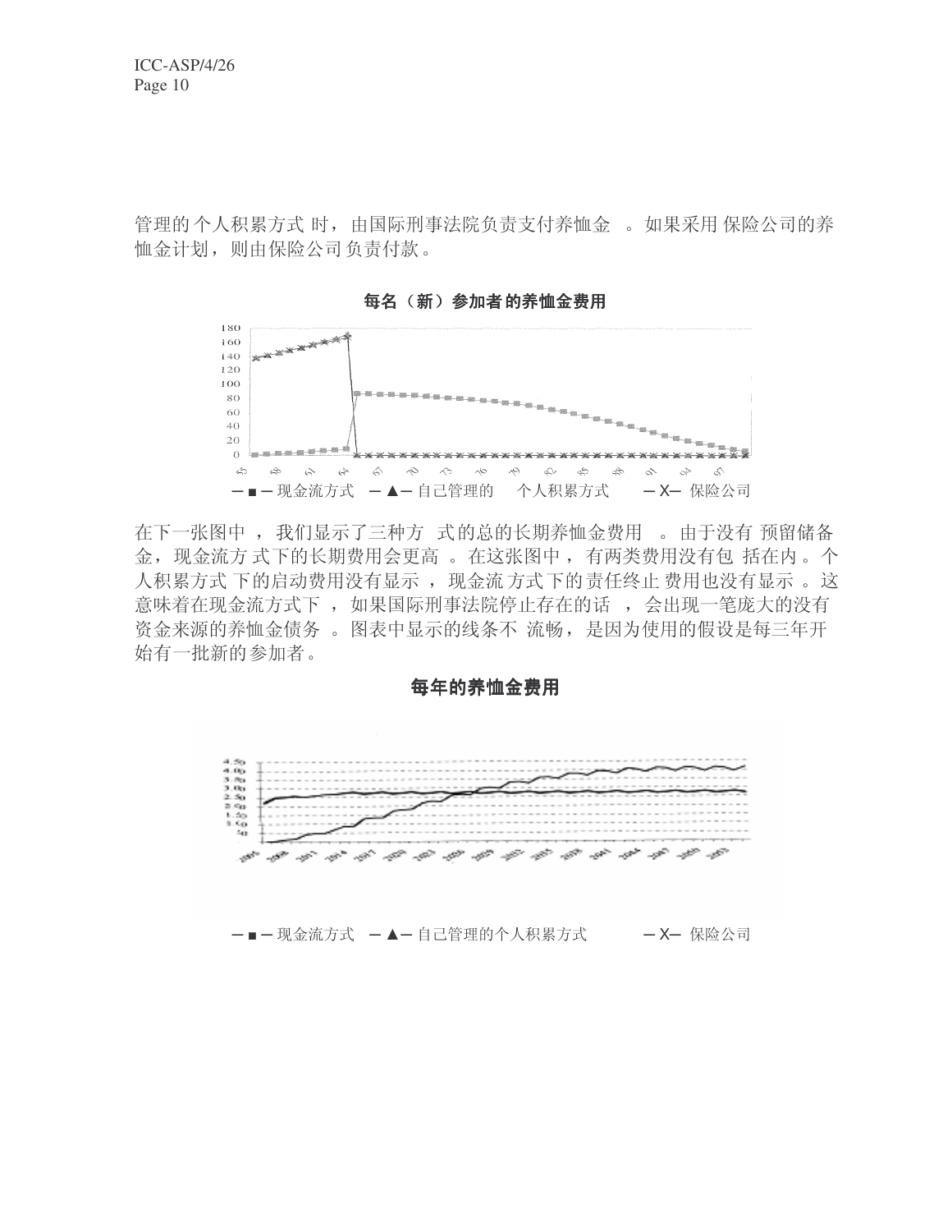管理的个人积累方式时，由国际刑事法院负责支付养恤金。如果采用保险公司的养恤金计划，则由保险公司负责付款。

**每名（新）参加者的养恤金费用**

─■─ 现金流方式　─▲─ 自己管理的个人积累方式　─X─ 保险公司

在下一张图中，我们显示了三种方式的总的长期养恤金费用。由于没有预留储备金，现金流方式下的长期费用会更高。在这张图中，有两类费用没有包括在内。个人积累方式下的启动费用没有显示，现金流方式下的责任终止费用也没有显示。这意味着在现金流方式下，如果国际刑事法院停止存在的话，会出现一笔庞大的没有资金来源的养恤金债务。图表中显示的线条不流畅，是因为使用的假设是每三年开始有一批新的参加者。

**每年的养恤金费用**

─■─ 现金流方式　─▲─ 自己管理的个人积累方式　─X─ 保险公司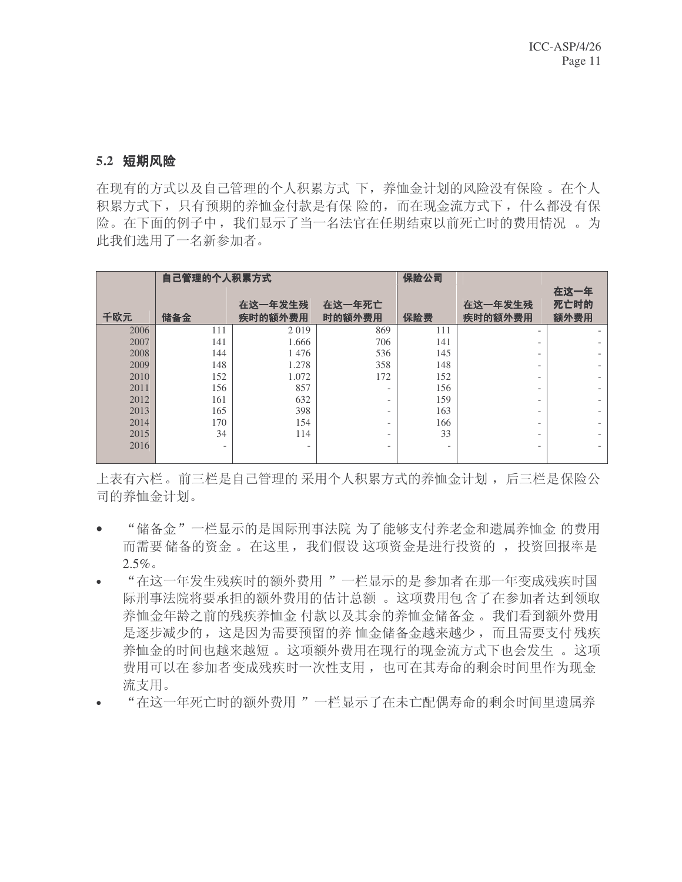### 5.2 短期风险

在现有的方式以及自己管理的个人积累方式下，养恤金计划的风险没有保险。在个人积累方式下，只有预期的养恤金付款是有保险的，而在现金流方式下，什么都没有保险。在下面的例子中，我们显示了当一名法官在任期结束以前死亡时的费用情况。为此我们选用了一名新参加者。

| | 自己管理的个人积累方式 | | | 保险公司 | | |
|---|---|---|---|---|---|---|
| 千欧元 | 储备金 | 在这一年发生残疾时的额外费用 | 在这一年死亡时的额外费用 | 保险费 | 在这一年发生残疾时的额外费用 | 在这一年死亡时的额外费用 |
| 2006 | 111 | 2 019 | 869 | 111 | - | - |
| 2007 | 141 | 1.666 | 706 | 141 | - | - |
| 2008 | 144 | 1 476 | 536 | 145 | - | - |
| 2009 | 148 | 1.278 | 358 | 148 | - | - |
| 2010 | 152 | 1.072 | 172 | 152 | - | - |
| 2011 | 156 | 857 | - | 156 | - | - |
| 2012 | 161 | 632 | - | 159 | - | - |
| 2013 | 165 | 398 | - | 163 | - | - |
| 2014 | 170 | 154 | - | 166 | - | - |
| 2015 | 34 | 114 | - | 33 | - | - |
| 2016 | - | - | - | - | - | - |

上表有六栏。前三栏是自己管理的采用个人积累方式的养恤金计划，后三栏是保险公司的养恤金计划。

- “储备金”一栏显示的是国际刑事法院为了能够支付养老金和遗属养恤金的费用而需要储备的资金。在这里，我们假设这项资金是进行投资的，投资回报率是2.5%。
- “在这一年发生残疾时的额外费用”一栏显示的是参加者在那一年变成残疾时国际刑事法院将要承担的额外费用的估计总额。这项费用包含了在参加者达到领取养恤金年龄之前的残疾养恤金付款以及其余的养恤金储备金。我们看到额外费用是逐步减少的，这是因为需要预留的养恤金储备金越来越少，而且需要支付残疾养恤金的时间也越来越短。这项额外费用在现行的现金流方式下也会发生。这项费用可以在参加者变成残疾时一次性支用，也可在其寿命的剩余时间里作为现金流支用。
- “在这一年死亡时的额外费用”一栏显示了在未亡配偶寿命的剩余时间里遗属养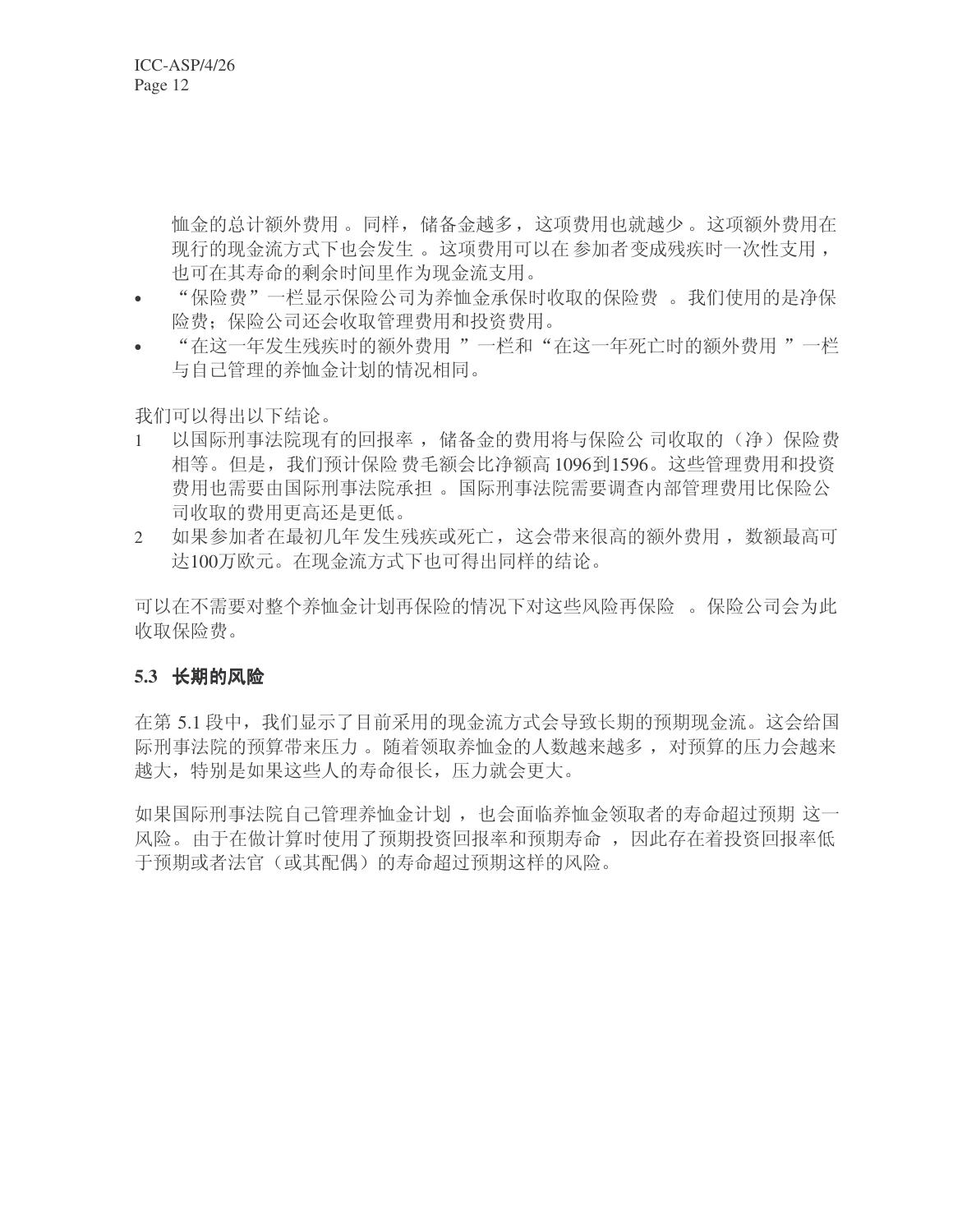恤金的总计额外费用。同样，储备金越多，这项费用也就越少。这项额外费用在现行的现金流方式下也会发生。这项费用可以在参加者变成残疾时一次性支用，也可在其寿命的剩余时间里作为现金流支用。

- “保险费”一栏显示保险公司为养恤金承保时收取的保险费。我们使用的是净保险费；保险公司还会收取管理费用和投资费用。
- “在这一年发生残疾时的额外费用”一栏和“在这一年死亡时的额外费用”一栏与自己管理的养恤金计划的情况相同。

我们可以得出以下结论。

1. 以国际刑事法院现有的回报率，储备金的费用将与保险公司收取的（净）保险费相等。但是，我们预计保险费毛额会比净额高 1096到1596。这些管理费用和投资费用也需要由国际刑事法院承担。国际刑事法院需要调查内部管理费用比保险公司收取的费用更高还是更低。
2. 如果参加者在最初几年发生残疾或死亡，这会带来很高的额外费用，数额最高可达100万欧元。在现金流方式下也可得出同样的结论。

可以在不需要对整个养恤金计划再保险的情况下对这些风险再保险。保险公司会为此收取保险费。

### 5.3 长期的风险

在第 5.1 段中，我们显示了目前采用的现金流方式会导致长期的预期现金流。这会给国际刑事法院的预算带来压力。随着领取养恤金的人数越来越多，对预算的压力会越来越大，特别是如果这些人的寿命很长，压力就会更大。

如果国际刑事法院自己管理养恤金计划，也会面临养恤金领取者的寿命超过预期这一风险。由于在做计算时使用了预期投资回报率和预期寿命，因此存在着投资回报率低于预期或者法官（或其配偶）的寿命超过预期这样的风险。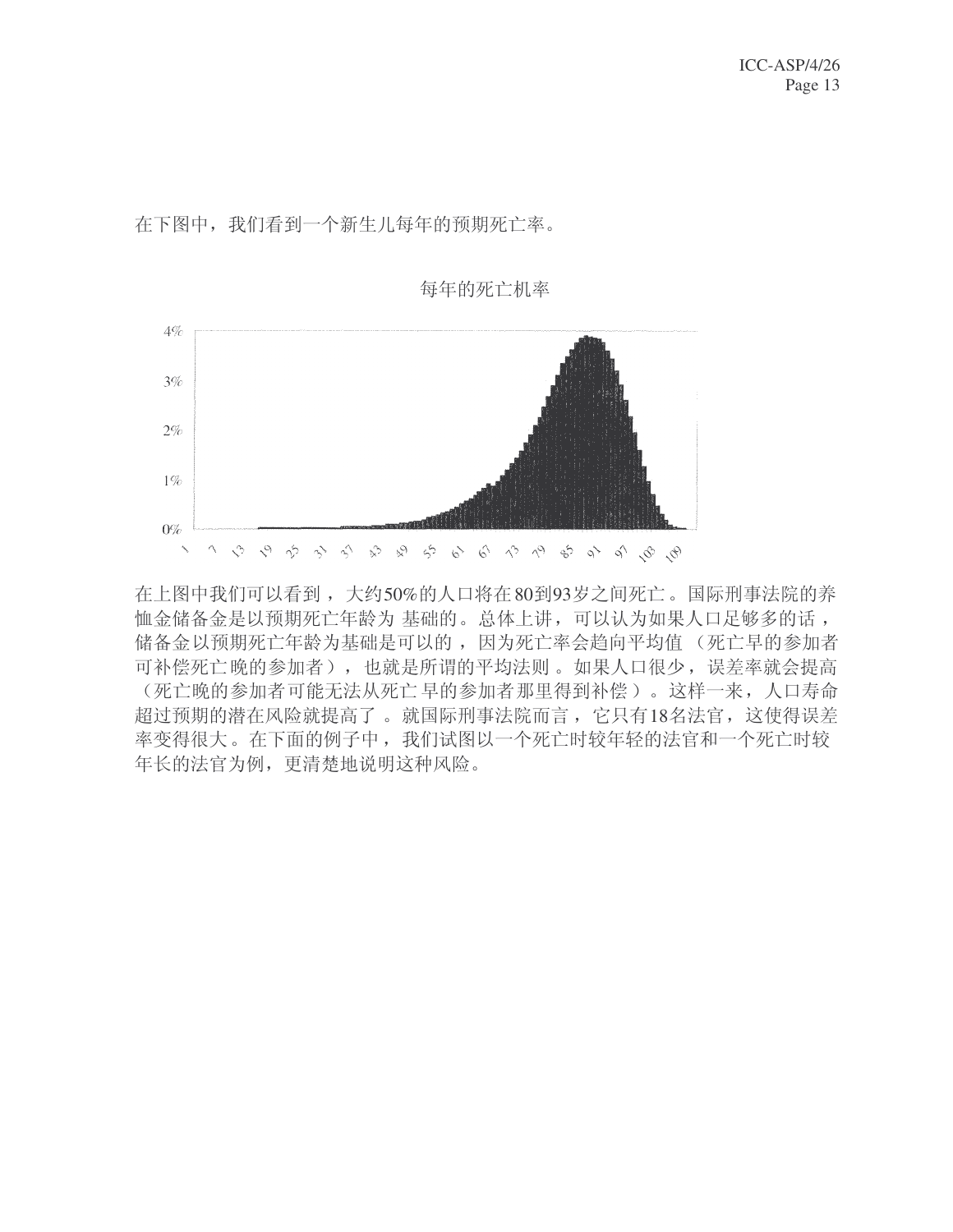在下图中，我们看到一个新生儿每年的预期死亡率。

每年的死亡机率

在上图中我们可以看到，大约50%的人口将在80到93岁之间死亡。国际刑事法院的养恤金储备金是以预期死亡年龄为 基础的。总体上讲，可以认为如果人口足够多的话，储备金以预期死亡年龄为基础是可以的，因为死亡率会趋向平均值（死亡早的参加者可补偿死亡晚的参加者），也就是所谓的平均法则。如果人口很少，误差率就会提高（死亡晚的参加者可能无法从死亡早的参加者那里得到补偿）。这样一来，人口寿命超过预期的潜在风险就提高了。就国际刑事法院而言，它只有18名法官，这使得误差率变得很大。在下面的例子中，我们试图以一个死亡时较年轻的法官和一个死亡时较年长的法官为例，更清楚地说明这种风险。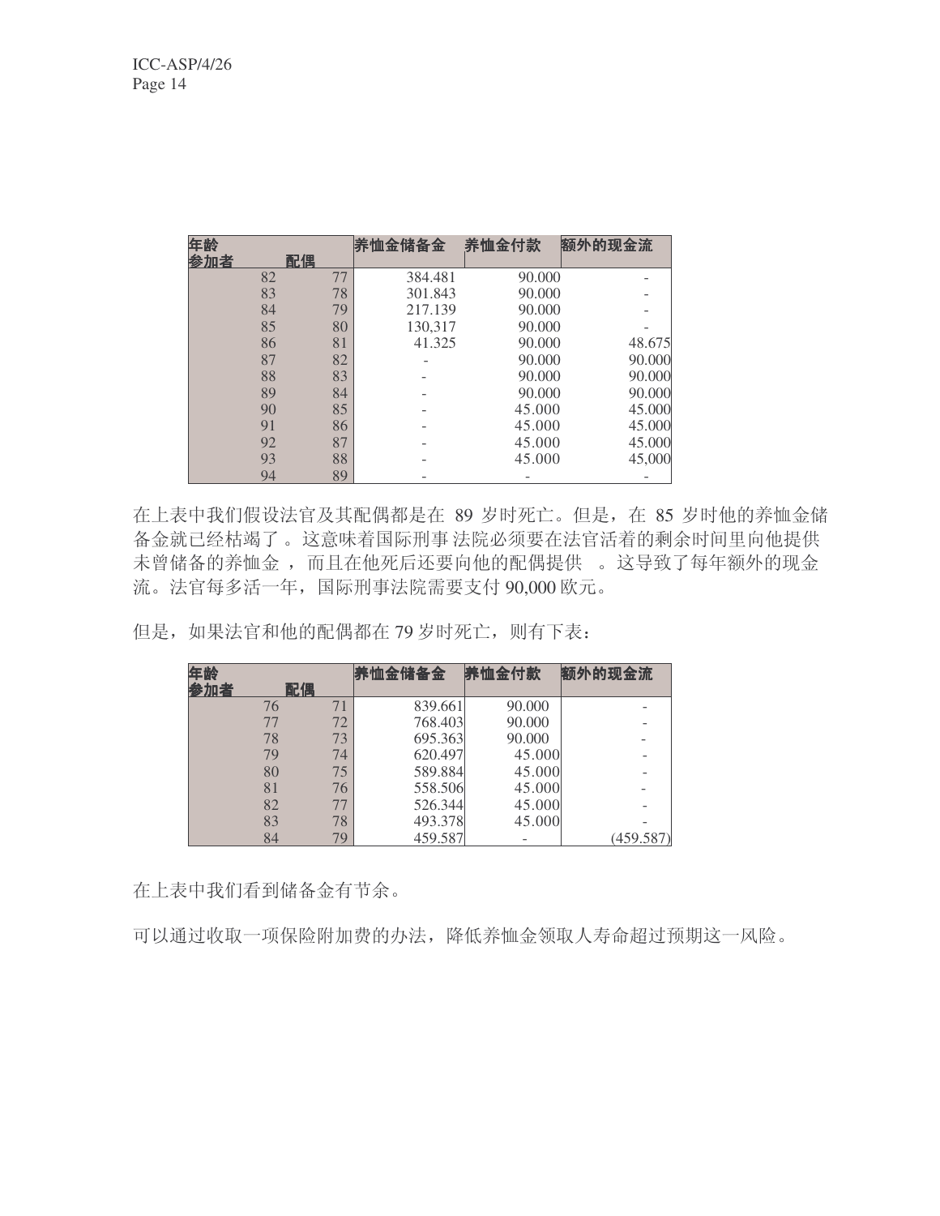| 年龄<br>参加者 | 配偶 | 养恤金储备金 | 养恤金付款 | 额外的现金流 |
|---|---|---|---|---|
| 82 | 77 | 384.481 | 90.000 | - |
| 83 | 78 | 301.843 | 90.000 | - |
| 84 | 79 | 217.139 | 90.000 | - |
| 85 | 80 | 130,317 | 90.000 | - |
| 86 | 81 | 41.325 | 90.000 | 48.675 |
| 87 | 82 | - | 90.000 | 90.000 |
| 88 | 83 | - | 90.000 | 90.000 |
| 89 | 84 | - | 90.000 | 90.000 |
| 90 | 85 | - | 45.000 | 45.000 |
| 91 | 86 | - | 45.000 | 45.000 |
| 92 | 87 | - | 45.000 | 45.000 |
| 93 | 88 | - | 45.000 | 45,000 |
| 94 | 89 | - | - | - |

在上表中我们假设法官及其配偶都是在 89 岁时死亡。但是，在 85 岁时他的养恤金储备金就已经枯竭了。这意味着国际刑事法院必须要在法官活着的剩余时间里向他提供未曾储备的养恤金，而且在他死后还要向他的配偶提供。这导致了每年额外的现金流。法官每多活一年，国际刑事法院需要支付 90,000 欧元。

但是，如果法官和他的配偶都在 79 岁时死亡，则有下表：

| 年龄<br>参加者 | 配偶 | 养恤金储备金 | 养恤金付款 | 额外的现金流 |
|---|---|---|---|---|
| 76 | 71 | 839.661 | 90.000 | - |
| 77 | 72 | 768.403 | 90.000 | - |
| 78 | 73 | 695.363 | 90.000 | - |
| 79 | 74 | 620.497 | 45.000 | - |
| 80 | 75 | 589.884 | 45.000 | - |
| 81 | 76 | 558.506 | 45.000 | - |
| 82 | 77 | 526.344 | 45.000 | - |
| 83 | 78 | 493.378 | 45.000 | - |
| 84 | 79 | 459.587 | - | (459.587) |

在上表中我们看到储备金有节余。

可以通过收取一项保险附加费的办法，降低养恤金领取人寿命超过预期这一风险。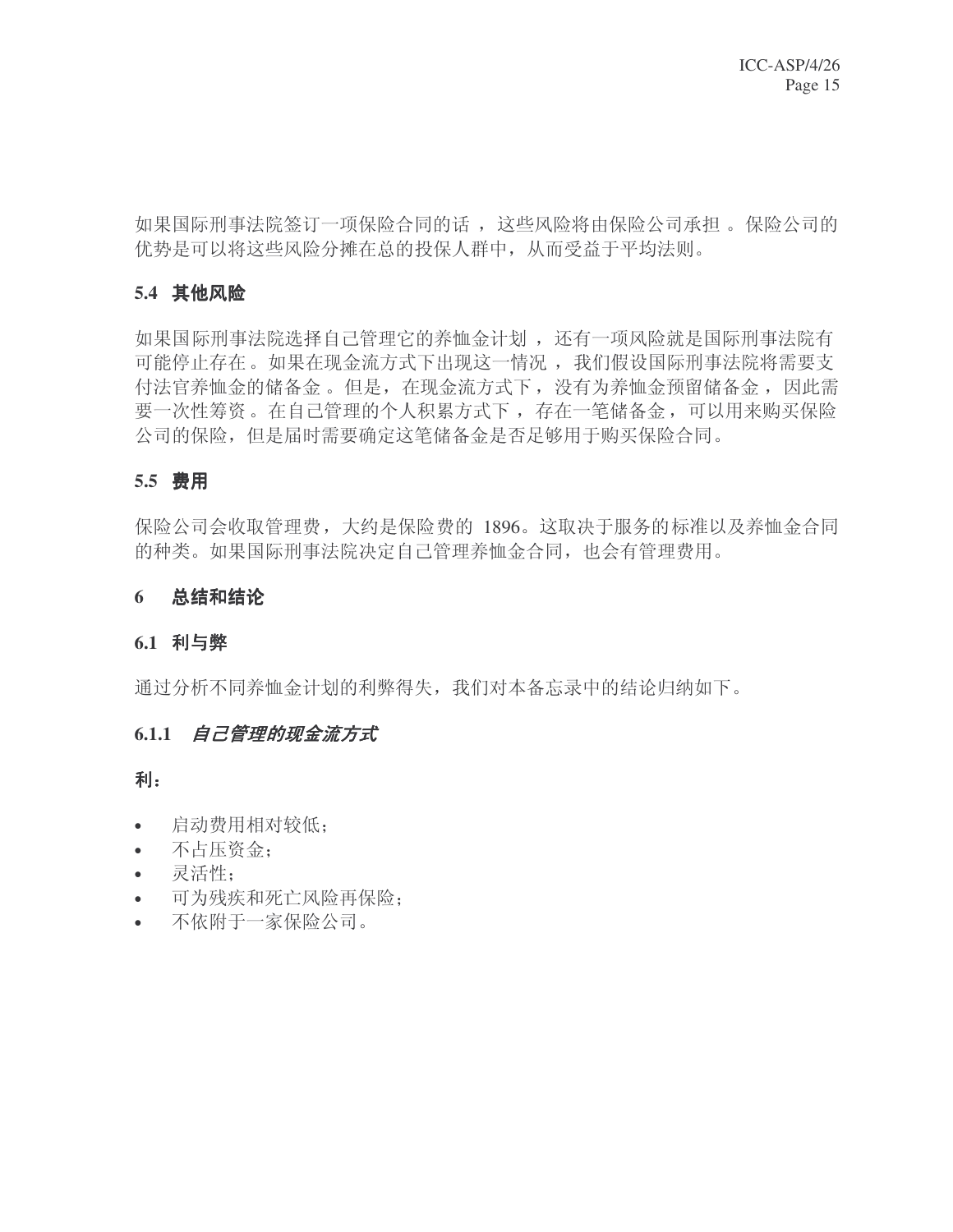如果国际刑事法院签订一项保险合同的话 ，这些风险将由保险公司承担 。保险公司的优势是可以将这些风险分摊在总的投保人群中，从而受益于平均法则。

### 5.4 其他风险

如果国际刑事法院选择自己管理它的养恤金计划 ，还有一项风险就是国际刑事法院有可能停止存在 。如果在现金流方式下出现这一情况 ，我们假设国际刑事法院将需要支付法官养恤金的储备金 。但是，在现金流方式下，没有为养恤金预留储备金 ，因此需要一次性筹资 。在自己管理的个人积累方式下 ，存在一笔储备金，可以用来购买保险公司的保险，但是届时需要确定这笔储备金是否足够用于购买保险合同。

### 5.5 费用

保险公司会收取管理费，大约是保险费的 1896。这取决于服务的标准以及养恤金合同的种类。如果国际刑事法院决定自己管理养恤金合同，也会有管理费用。

## 6 总结和结论

### 6.1 利与弊

通过分析不同养恤金计划的利弊得失，我们对本备忘录中的结论归纳如下。

#### 6.1.1 *自己管理的现金流方式*

**利：**

- 启动费用相对较低；
- 不占压资金；
- 灵活性；
- 可为残疾和死亡风险再保险；
- 不依附于一家保险公司。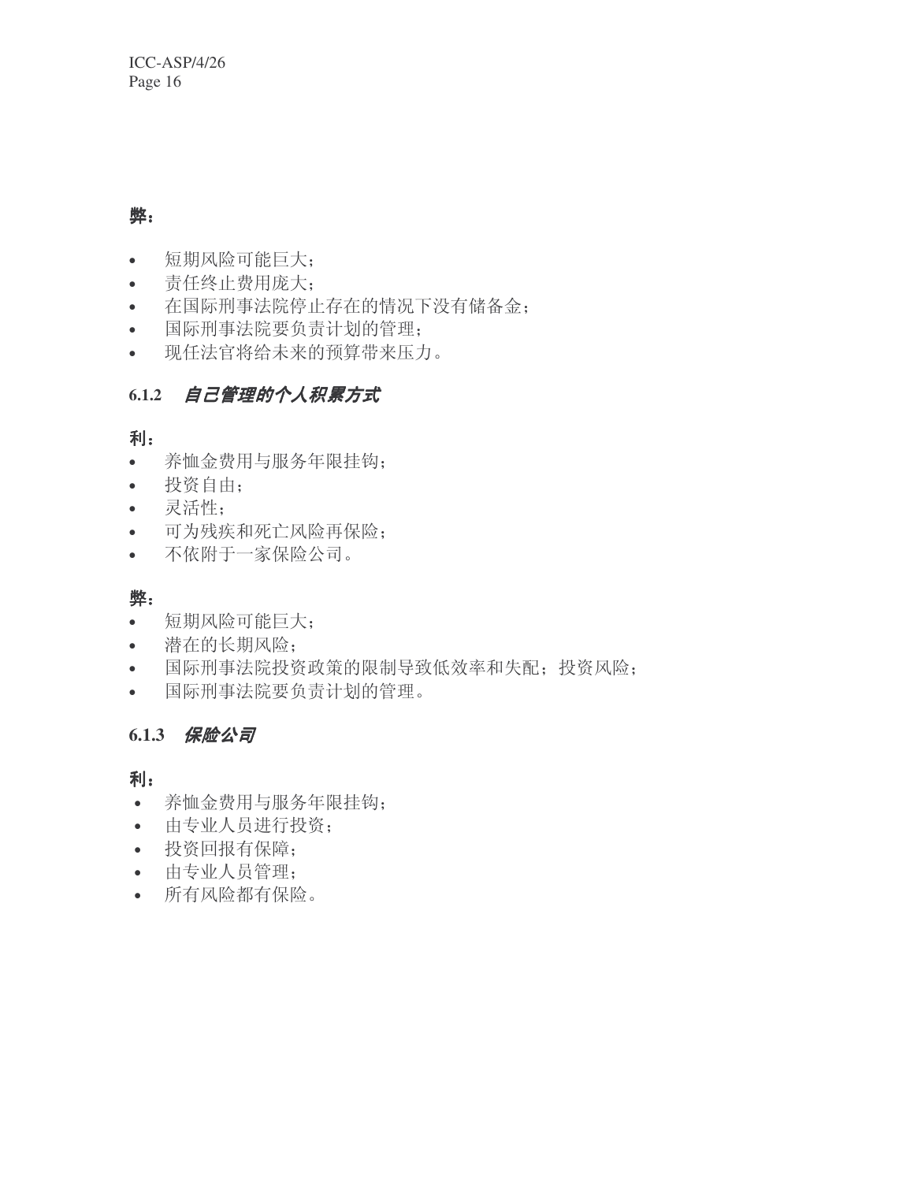**弊：**

- 短期风险可能巨大；
- 责任终止费用庞大；
- 在国际刑事法院停止存在的情况下没有储备金；
- 国际刑事法院要负责计划的管理；
- 现任法官将给未来的预算带来压力。

### 6.1.2 *自己管理的个人积累方式*

**利：**

- 养恤金费用与服务年限挂钩；
- 投资自由；
- 灵活性；
- 可为残疾和死亡风险再保险；
- 不依附于一家保险公司。

**弊：**

- 短期风险可能巨大；
- 潜在的长期风险；
- 国际刑事法院投资政策的限制导致低效率和失配；投资风险；
- 国际刑事法院要负责计划的管理。

### 6.1.3 *保险公司*

**利：**

- 养恤金费用与服务年限挂钩；
- 由专业人员进行投资；
- 投资回报有保障；
- 由专业人员管理；
- 所有风险都有保险。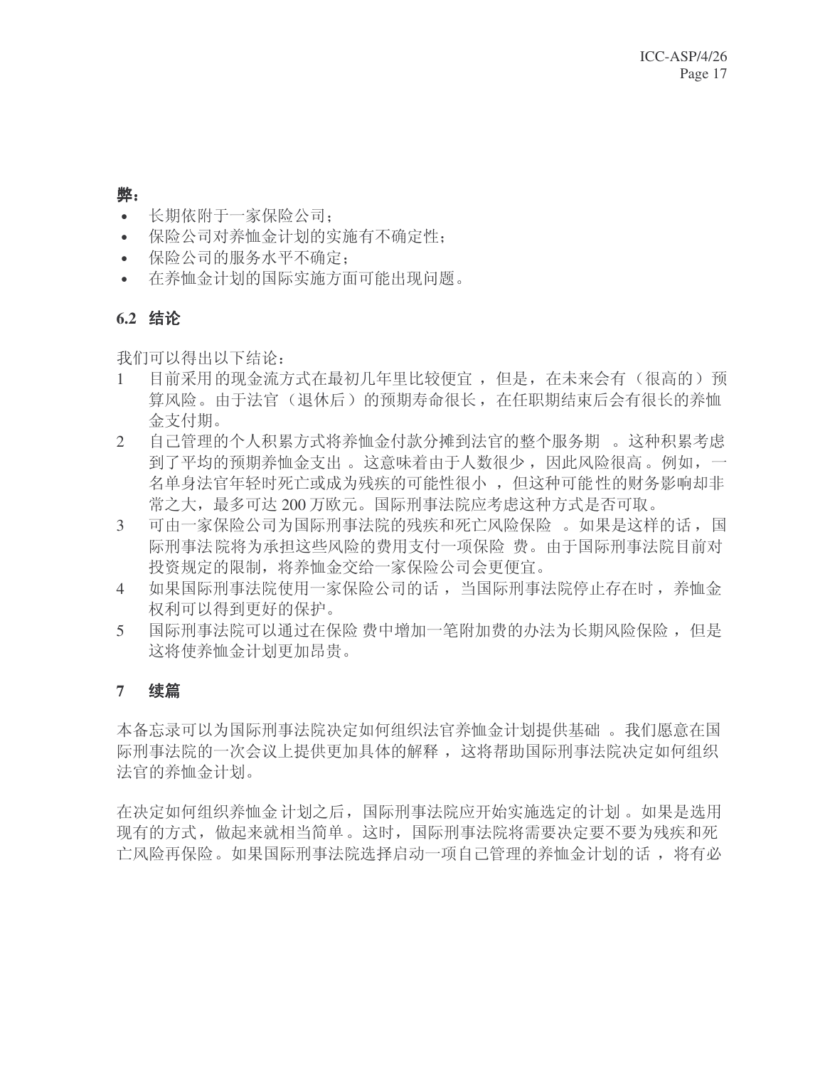**弊：**

- 长期依附于一家保险公司；
- 保险公司对养恤金计划的实施有不确定性；
- 保险公司的服务水平不确定；
- 在养恤金计划的国际实施方面可能出现问题。

## 6.2 结论

我们可以得出以下结论：

1. 目前采用的现金流方式在最初几年里比较便宜，但是，在未来会有（很高的）预算风险。由于法官（退休后）的预期寿命很长，在任职期结束后会有很长的养恤金支付期。
2. 自己管理的个人积累方式将养恤金付款分摊到法官的整个服务期。这种积累考虑到了平均的预期养恤金支出。这意味着由于人数很少，因此风险很高。例如，一名单身法官年轻时死亡或成为残疾的可能性很小，但这种可能性的财务影响却非常之大，最多可达 200 万欧元。国际刑事法院应考虑这种方式是否可取。
3. 可由一家保险公司为国际刑事法院的残疾和死亡风险保险。如果是这样的话，国际刑事法院将为承担这些风险的费用支付一项保险费。由于国际刑事法院目前对投资规定的限制，将养恤金交给一家保险公司会更便宜。
4. 如果国际刑事法院使用一家保险公司的话，当国际刑事法院停止存在时，养恤金权利可以得到更好的保护。
5. 国际刑事法院可以通过在保险费中增加一笔附加费的办法为长期风险保险，但是这将使养恤金计划更加昂贵。

## 7 续篇

本备忘录可以为国际刑事法院决定如何组织法官养恤金计划提供基础。我们愿意在国际刑事法院的一次会议上提供更加具体的解释，这将帮助国际刑事法院决定如何组织法官的养恤金计划。

在决定如何组织养恤金计划之后，国际刑事法院应开始实施选定的计划。如果是选用现有的方式，做起来就相当简单。这时，国际刑事法院将需要决定要不要为残疾和死亡风险再保险。如果国际刑事法院选择启动一项自己管理的养恤金计划的话，将有必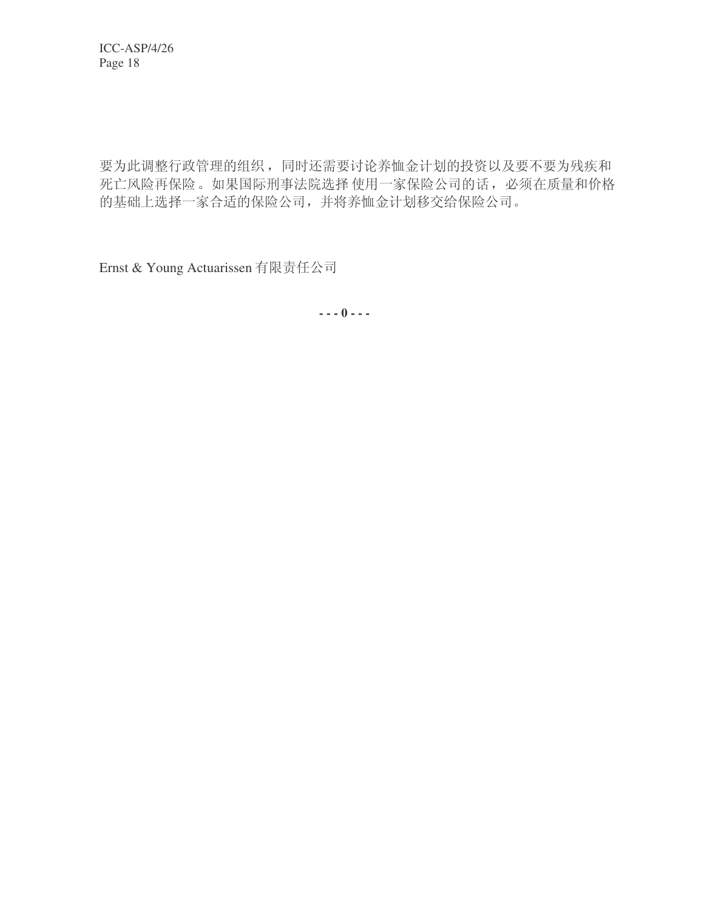要为此调整行政管理的组织，同时还需要讨论养恤金计划的投资以及要不要为残疾和死亡风险再保险。如果国际刑事法院选择 使用一家保险公司的话，必须在质量和价格的基础上选择一家合适的保险公司，并将养恤金计划移交给保险公司。

Ernst & Young Actuarissen 有限责任公司

**- - - 0 - - -**